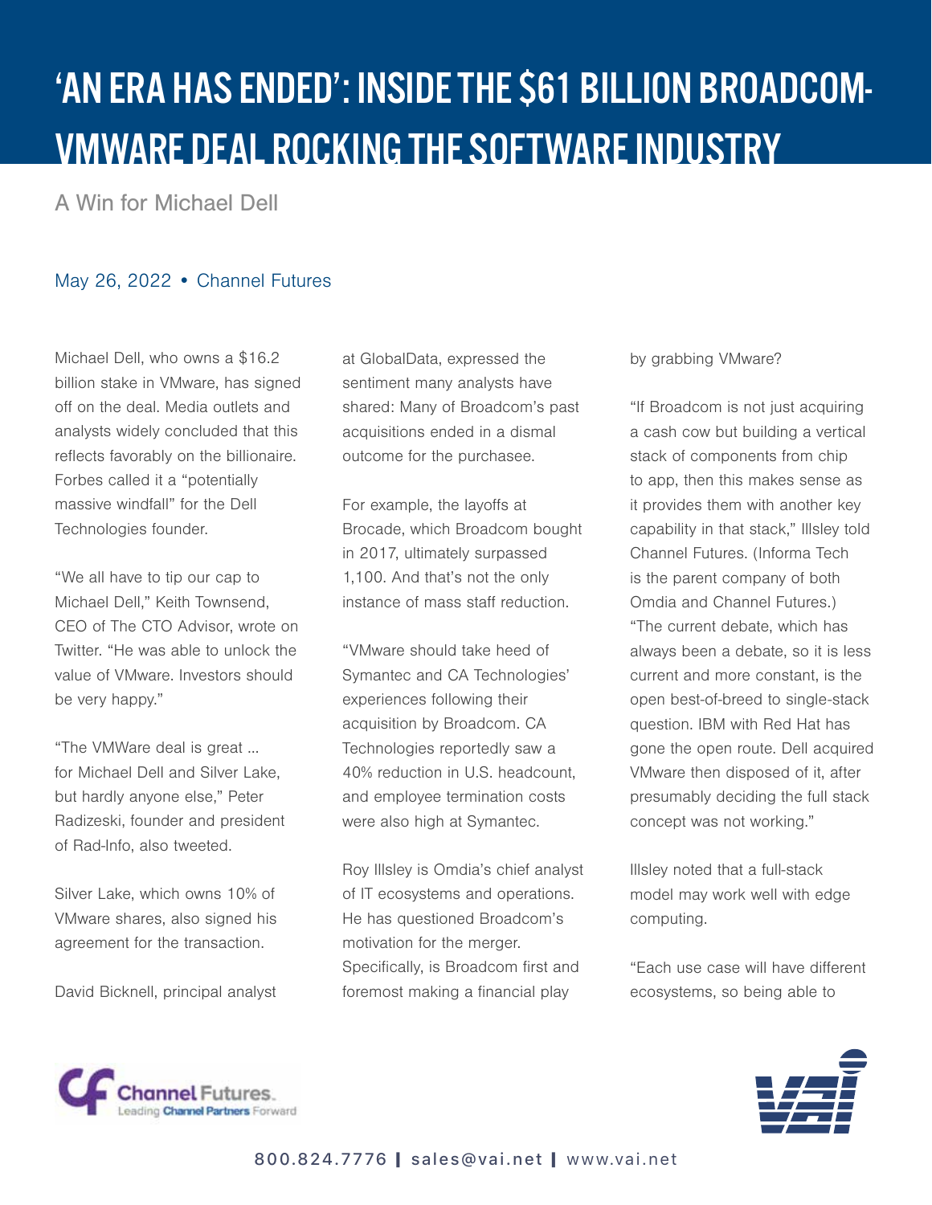# 'AN ERA HAS ENDED': INSIDE THE $61 BILLION BROADCOM-VMWARE DEAL ROCKING THE SOFTWARE INDUSTRY

## A Win for Michael Dell

May 26, 2022 • Channel Futures

Michael Dell, who owns a $16.2 billion stake in VMware, has signed off on the deal. Media outlets and analysts widely concluded that this reflects favorably on the billionaire. Forbes called it a "potentially massive windfall" for the Dell Technologies founder.

"We all have to tip our cap to Michael Dell," Keith Townsend, CEO of The CTO Advisor, wrote on Twitter. "He was able to unlock the value of VMware. Investors should be very happy."

"The VMWare deal is great ... for Michael Dell and Silver Lake, but hardly anyone else," Peter Radizeski, founder and president of Rad-Info, also tweeted.

Silver Lake, which owns 10% of VMware shares, also signed his agreement for the transaction.

David Bicknell, principal analyst at GlobalData, expressed the sentiment many analysts have shared: Many of Broadcom's past acquisitions ended in a dismal outcome for the purchasee.

For example, the layoffs at Brocade, which Broadcom bought in 2017, ultimately surpassed 1,100. And that's not the only instance of mass staff reduction.

"VMware should take heed of Symantec and CA Technologies' experiences following their acquisition by Broadcom. CA Technologies reportedly saw a 40% reduction in U.S. headcount, and employee termination costs were also high at Symantec.

Roy Illsley is Omdia's chief analyst of IT ecosystems and operations. He has questioned Broadcom's motivation for the merger. Specifically, is Broadcom first and foremost making a financial play by grabbing VMware?

"If Broadcom is not just acquiring a cash cow but building a vertical stack of components from chip to app, then this makes sense as it provides them with another key capability in that stack," Illsley told Channel Futures. (Informa Tech is the parent company of both Omdia and Channel Futures.) "The current debate, which has always been a debate, so it is less current and more constant, is the open best-of-breed to single-stack question. IBM with Red Hat has gone the open route. Dell acquired VMware then disposed of it, after presumably deciding the full stack concept was not working."

Illsley noted that a full-stack model may work well with edge computing.

"Each use case will have different ecosystems, so being able to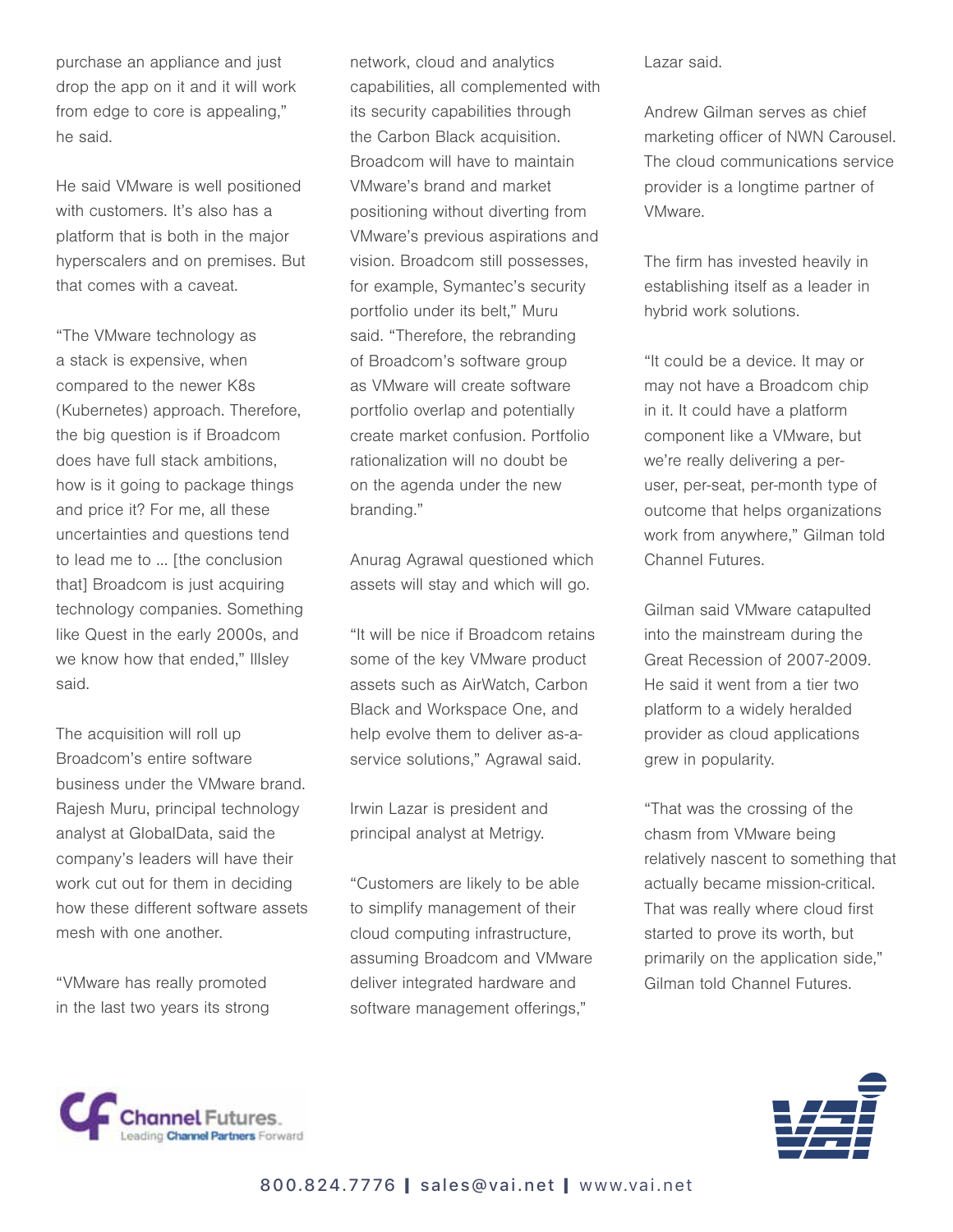purchase an appliance and just drop the app on it and it will work from edge to core is appealing," he said.

He said VMware is well positioned with customers. It's also has a platform that is both in the major hyperscalers and on premises. But that comes with a caveat.

"The VMware technology as a stack is expensive, when compared to the newer K8s (Kubernetes) approach. Therefore, the big question is if Broadcom does have full stack ambitions, how is it going to package things and price it? For me, all these uncertainties and questions tend to lead me to … [the conclusion that] Broadcom is just acquiring technology companies. Something like Quest in the early 2000s, and we know how that ended," Illsley said.

The acquisition will roll up Broadcom's entire software business under the VMware brand. Rajesh Muru, principal technology analyst at GlobalData, said the company's leaders will have their work cut out for them in deciding how these different software assets mesh with one another.

"VMware has really promoted in the last two years its strong network, cloud and analytics capabilities, all complemented with its security capabilities through the Carbon Black acquisition. Broadcom will have to maintain VMware's brand and market positioning without diverting from VMware's previous aspirations and vision. Broadcom still possesses, for example, Symantec's security portfolio under its belt," Muru said. "Therefore, the rebranding of Broadcom's software group as VMware will create software portfolio overlap and potentially create market confusion. Portfolio rationalization will no doubt be on the agenda under the new branding."

Anurag Agrawal questioned which assets will stay and which will go.

"It will be nice if Broadcom retains some of the key VMware product assets such as AirWatch, Carbon Black and Workspace One, and help evolve them to deliver as-a-service solutions," Agrawal said.

Irwin Lazar is president and principal analyst at Metrigy.

"Customers are likely to be able to simplify management of their cloud computing infrastructure, assuming Broadcom and VMware deliver integrated hardware and software management offerings," Lazar said.

Andrew Gilman serves as chief marketing officer of NWN Carousel. The cloud communications service provider is a longtime partner of VMware.

The firm has invested heavily in establishing itself as a leader in hybrid work solutions.

"It could be a device. It may or may not have a Broadcom chip in it. It could have a platform component like a VMware, but we're really delivering a per-user, per-seat, per-month type of outcome that helps organizations work from anywhere," Gilman told Channel Futures.

Gilman said VMware catapulted into the mainstream during the Great Recession of 2007-2009. He said it went from a tier two platform to a widely heralded provider as cloud applications grew in popularity.

"That was the crossing of the chasm from VMware being relatively nascent to something that actually became mission-critical. That was really where cloud first started to prove its worth, but primarily on the application side," Gilman told Channel Futures.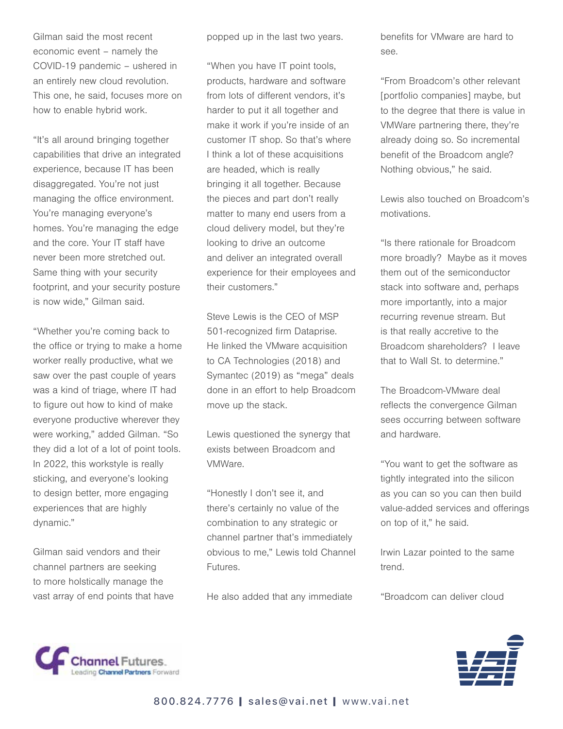Gilman said the most recent economic event – namely the COVID-19 pandemic – ushered in an entirely new cloud revolution. This one, he said, focuses more on how to enable hybrid work.

"It's all around bringing together capabilities that drive an integrated experience, because IT has been disaggregated. You're not just managing the office environment. You're managing everyone's homes. You're managing the edge and the core. Your IT staff have never been more stretched out. Same thing with your security footprint, and your security posture is now wide," Gilman said.

"Whether you're coming back to the office or trying to make a home worker really productive, what we saw over the past couple of years was a kind of triage, where IT had to figure out how to kind of make everyone productive wherever they were working," added Gilman. "So they did a lot of a lot of point tools. In 2022, this workstyle is really sticking, and everyone's looking to design better, more engaging experiences that are highly dynamic."

Gilman said vendors and their channel partners are seeking to more holstically manage the vast array of end points that have popped up in the last two years.

"When you have IT point tools, products, hardware and software from lots of different vendors, it's harder to put it all together and make it work if you're inside of an customer IT shop. So that's where I think a lot of these acquisitions are headed, which is really bringing it all together. Because the pieces and part don't really matter to many end users from a cloud delivery model, but they're looking to drive an outcome and deliver an integrated overall experience for their employees and their customers."

Steve Lewis is the CEO of MSP 501-recognized firm Dataprise. He linked the VMware acquisition to CA Technologies (2018) and Symantec (2019) as "mega" deals done in an effort to help Broadcom move up the stack.

Lewis questioned the synergy that exists between Broadcom and VMWare.

"Honestly I don't see it, and there's certainly no value of the combination to any strategic or channel partner that's immediately obvious to me," Lewis told Channel Futures.

He also added that any immediate benefits for VMware are hard to see.

"From Broadcom's other relevant [portfolio companies] maybe, but to the degree that there is value in VMWare partnering there, they're already doing so. So incremental benefit of the Broadcom angle? Nothing obvious," he said.

Lewis also touched on Broadcom's motivations.

"Is there rationale for Broadcom more broadly? Maybe as it moves them out of the semiconductor stack into software and, perhaps more importantly, into a major recurring revenue stream. But is that really accretive to the Broadcom shareholders? I leave that to Wall St. to determine."

The Broadcom-VMware deal reflects the convergence Gilman sees occurring between software and hardware.

"You want to get the software as tightly integrated into the silicon as you can so you can then build value-added services and offerings on top of it," he said.

Irwin Lazar pointed to the same trend.

"Broadcom can deliver cloud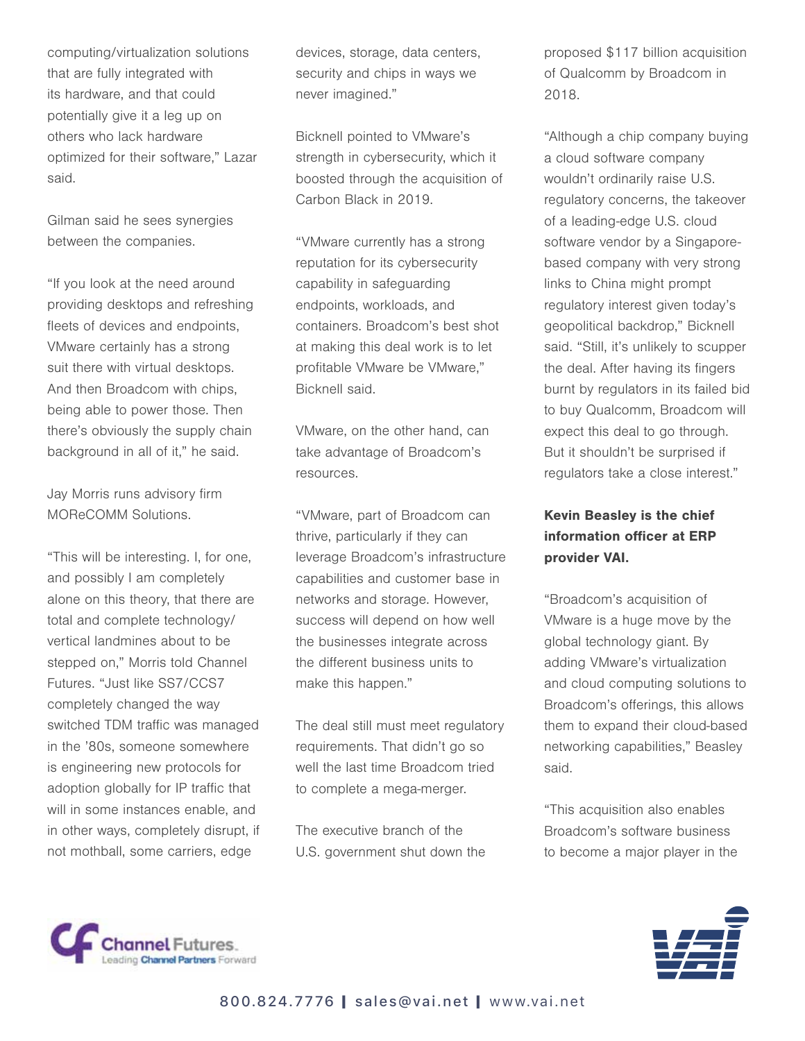computing/virtualization solutions that are fully integrated with its hardware, and that could potentially give it a leg up on others who lack hardware optimized for their software," Lazar said.

Gilman said he sees synergies between the companies.

"If you look at the need around providing desktops and refreshing fleets of devices and endpoints, VMware certainly has a strong suit there with virtual desktops. And then Broadcom with chips, being able to power those. Then there's obviously the supply chain background in all of it," he said.

Jay Morris runs advisory firm MOReCOMM Solutions.

"This will be interesting. I, for one, and possibly I am completely alone on this theory, that there are total and complete technology/vertical landmines about to be stepped on," Morris told Channel Futures. "Just like SS7/CCS7 completely changed the way switched TDM traffic was managed in the '80s, someone somewhere is engineering new protocols for adoption globally for IP traffic that will in some instances enable, and in other ways, completely disrupt, if not mothball, some carriers, edge devices, storage, data centers, security and chips in ways we never imagined."

Bicknell pointed to VMware's strength in cybersecurity, which it boosted through the acquisition of Carbon Black in 2019.

"VMware currently has a strong reputation for its cybersecurity capability in safeguarding endpoints, workloads, and containers. Broadcom's best shot at making this deal work is to let profitable VMware be VMware," Bicknell said.

VMware, on the other hand, can take advantage of Broadcom's resources.

"VMware, part of Broadcom can thrive, particularly if they can leverage Broadcom's infrastructure capabilities and customer base in networks and storage. However, success will depend on how well the businesses integrate across the different business units to make this happen."

The deal still must meet regulatory requirements. That didn't go so well the last time Broadcom tried to complete a mega-merger.

The executive branch of the U.S. government shut down the proposed $117 billion acquisition of Qualcomm by Broadcom in 2018.

"Although a chip company buying a cloud software company wouldn't ordinarily raise U.S. regulatory concerns, the takeover of a leading-edge U.S. cloud software vendor by a Singapore-based company with very strong links to China might prompt regulatory interest given today's geopolitical backdrop," Bicknell said. "Still, it's unlikely to scupper the deal. After having its fingers burnt by regulators in its failed bid to buy Qualcomm, Broadcom will expect this deal to go through. But it shouldn't be surprised if regulators take a close interest."

**Kevin Beasley is the chief information officer at ERP provider VAI.**

"Broadcom's acquisition of VMware is a huge move by the global technology giant. By adding VMware's virtualization and cloud computing solutions to Broadcom's offerings, this allows them to expand their cloud-based networking capabilities," Beasley said.

"This acquisition also enables Broadcom's software business to become a major player in the

800.824.7776 | sales@vai.net | www.vai.net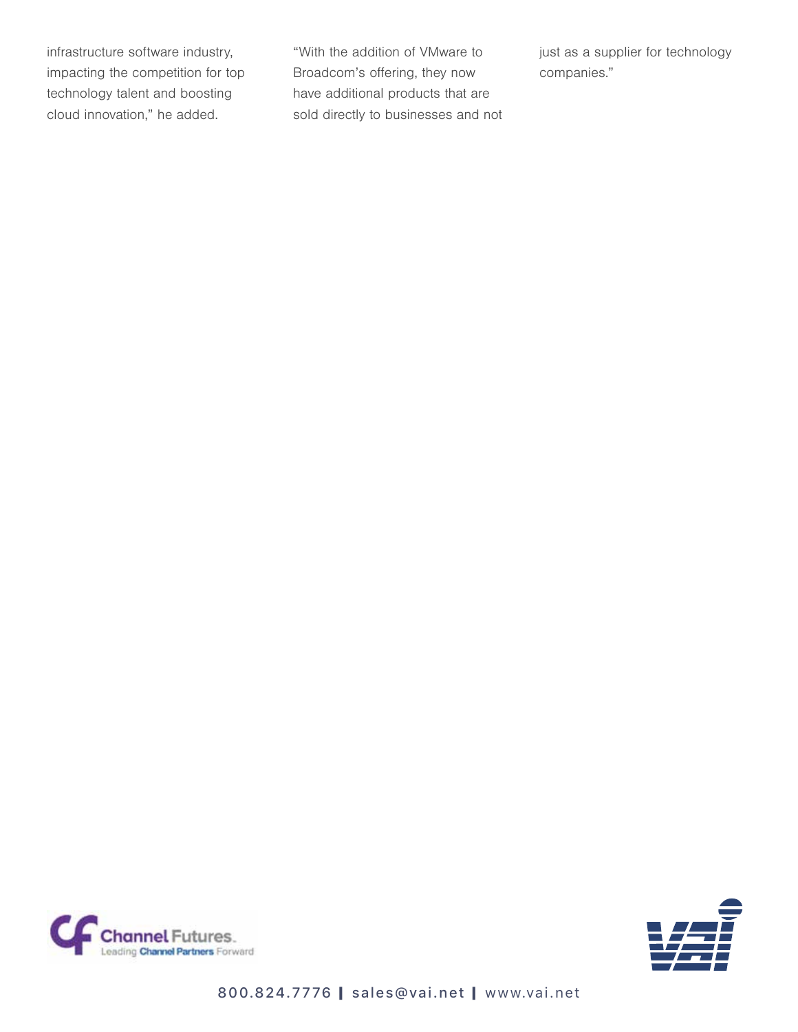infrastructure software industry, impacting the competition for top technology talent and boosting cloud innovation," he added.

"With the addition of VMware to Broadcom's offering, they now have additional products that are sold directly to businesses and not just as a supplier for technology companies."

Channel Futures. Leading Channel Partners Forward

800.824.7776 | sales@vai.net | www.vai.net